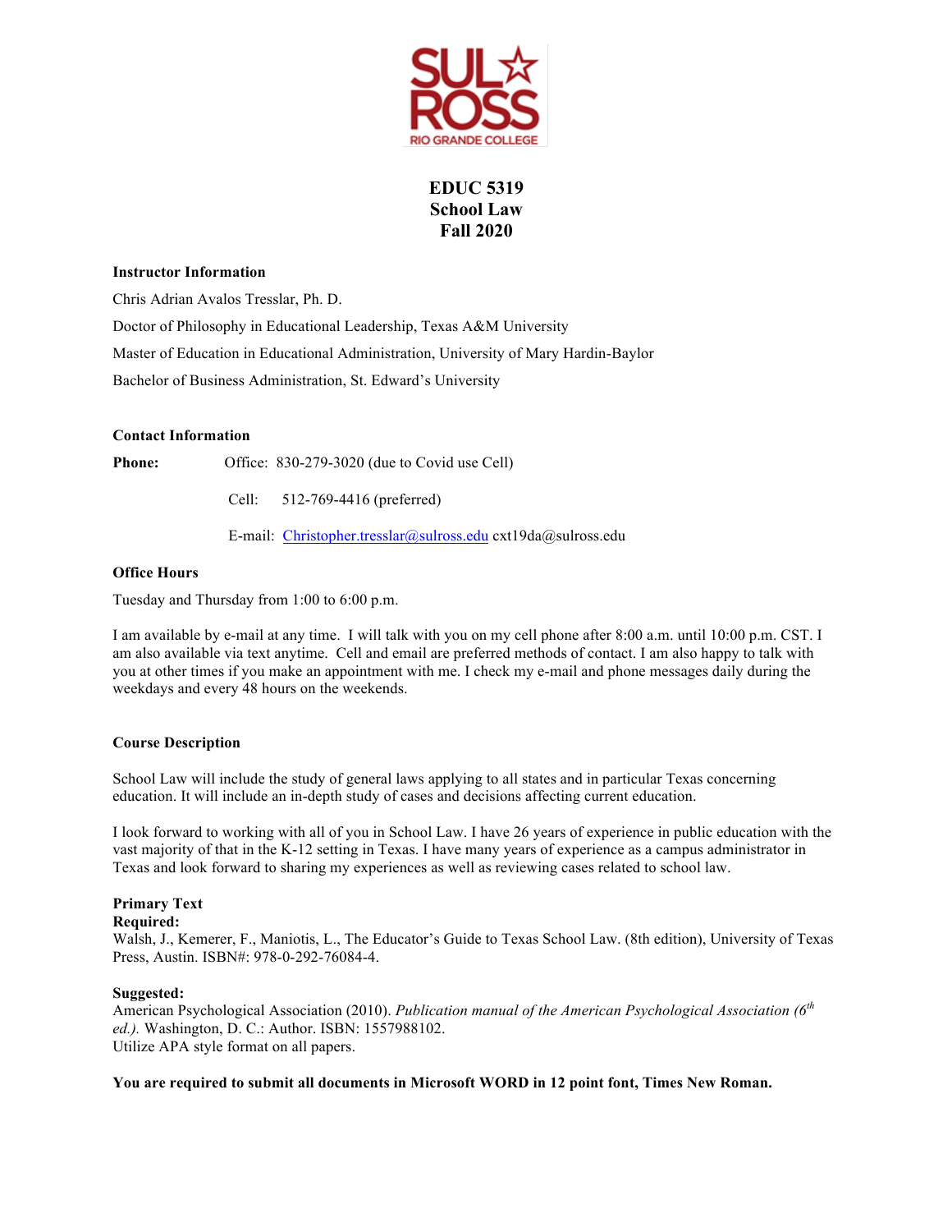# EDUC 5319
# School Law
# Fall 2020

**Instructor Information**

Chris Adrian Avalos Tresslar, Ph. D.

Doctor of Philosophy in Educational Leadership, Texas A&M University

Master of Education in Educational Administration, University of Mary Hardin-Baylor

Bachelor of Business Administration, St. Edward's University

**Contact Information**

**Phone:** Office: 830-279-3020 (due to Covid use Cell)

Cell: 512-769-4416 (preferred)

E-mail: Christopher.tresslar@sulross.edu cxt19da@sulross.edu

**Office Hours**

Tuesday and Thursday from 1:00 to 6:00 p.m.

I am available by e-mail at any time. I will talk with you on my cell phone after 8:00 a.m. until 10:00 p.m. CST. I am also available via text anytime. Cell and email are preferred methods of contact. I am also happy to talk with you at other times if you make an appointment with me. I check my e-mail and phone messages daily during the weekdays and every 48 hours on the weekends.

**Course Description**

School Law will include the study of general laws applying to all states and in particular Texas concerning education. It will include an in-depth study of cases and decisions affecting current education.

I look forward to working with all of you in School Law. I have 26 years of experience in public education with the vast majority of that in the K-12 setting in Texas. I have many years of experience as a campus administrator in Texas and look forward to sharing my experiences as well as reviewing cases related to school law.

**Primary Text**
**Required:**
Walsh, J., Kemerer, F., Maniotis, L., The Educator's Guide to Texas School Law. (8th edition), University of Texas Press, Austin. ISBN#: 978-0-292-76084-4.

**Suggested:**
American Psychological Association (2010). *Publication manual of the American Psychological Association (6th ed.).* Washington, D. C.: Author. ISBN: 1557988102.
Utilize APA style format on all papers.

**You are required to submit all documents in Microsoft WORD in 12 point font, Times New Roman.**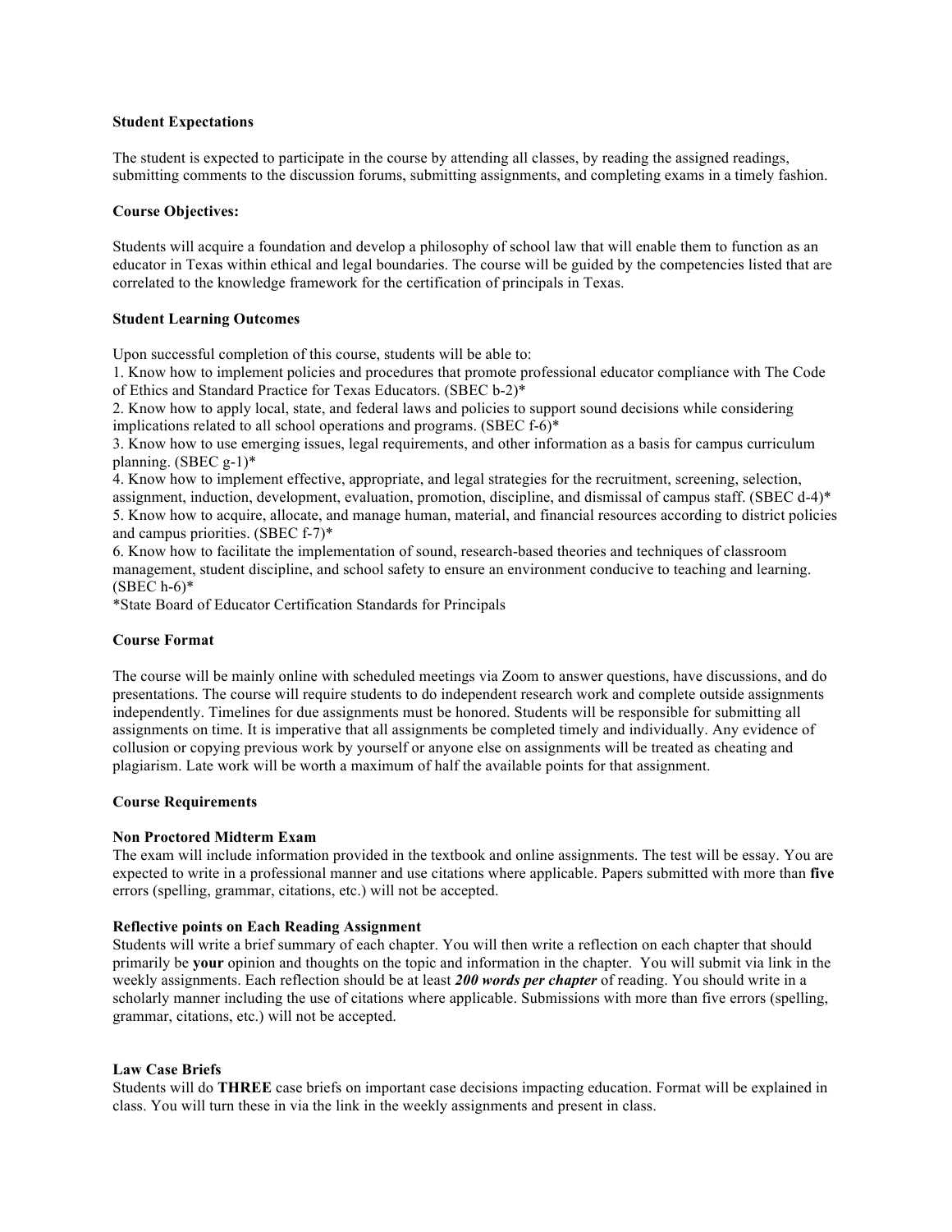**Student Expectations**

The student is expected to participate in the course by attending all classes, by reading the assigned readings, submitting comments to the discussion forums, submitting assignments, and completing exams in a timely fashion.

**Course Objectives:**

Students will acquire a foundation and develop a philosophy of school law that will enable them to function as an educator in Texas within ethical and legal boundaries. The course will be guided by the competencies listed that are correlated to the knowledge framework for the certification of principals in Texas.

**Student Learning Outcomes**

Upon successful completion of this course, students will be able to:
1. Know how to implement policies and procedures that promote professional educator compliance with The Code of Ethics and Standard Practice for Texas Educators. (SBEC b-2)*
2. Know how to apply local, state, and federal laws and policies to support sound decisions while considering implications related to all school operations and programs. (SBEC f-6)*
3. Know how to use emerging issues, legal requirements, and other information as a basis for campus curriculum planning. (SBEC g-1)*
4. Know how to implement effective, appropriate, and legal strategies for the recruitment, screening, selection, assignment, induction, development, evaluation, promotion, discipline, and dismissal of campus staff. (SBEC d-4)*
5. Know how to acquire, allocate, and manage human, material, and financial resources according to district policies and campus priorities. (SBEC f-7)*
6. Know how to facilitate the implementation of sound, research-based theories and techniques of classroom management, student discipline, and school safety to ensure an environment conducive to teaching and learning. (SBEC h-6)*

*State Board of Educator Certification Standards for Principals

**Course Format**

The course will be mainly online with scheduled meetings via Zoom to answer questions, have discussions, and do presentations. The course will require students to do independent research work and complete outside assignments independently. Timelines for due assignments must be honored. Students will be responsible for submitting all assignments on time. It is imperative that all assignments be completed timely and individually. Any evidence of collusion or copying previous work by yourself or anyone else on assignments will be treated as cheating and plagiarism. Late work will be worth a maximum of half the available points for that assignment.

**Course Requirements**

**Non Proctored Midterm Exam**
The exam will include information provided in the textbook and online assignments. The test will be essay. You are expected to write in a professional manner and use citations where applicable. Papers submitted with more than **five** errors (spelling, grammar, citations, etc.) will not be accepted.

**Reflective points on Each Reading Assignment**
Students will write a brief summary of each chapter. You will then write a reflection on each chapter that should primarily be **your** opinion and thoughts on the topic and information in the chapter. You will submit via link in the weekly assignments. Each reflection should be at least ***200 words per chapter*** of reading. You should write in a scholarly manner including the use of citations where applicable. Submissions with more than five errors (spelling, grammar, citations, etc.) will not be accepted.

**Law Case Briefs**
Students will do **THREE** case briefs on important case decisions impacting education. Format will be explained in class. You will turn these in via the link in the weekly assignments and present in class.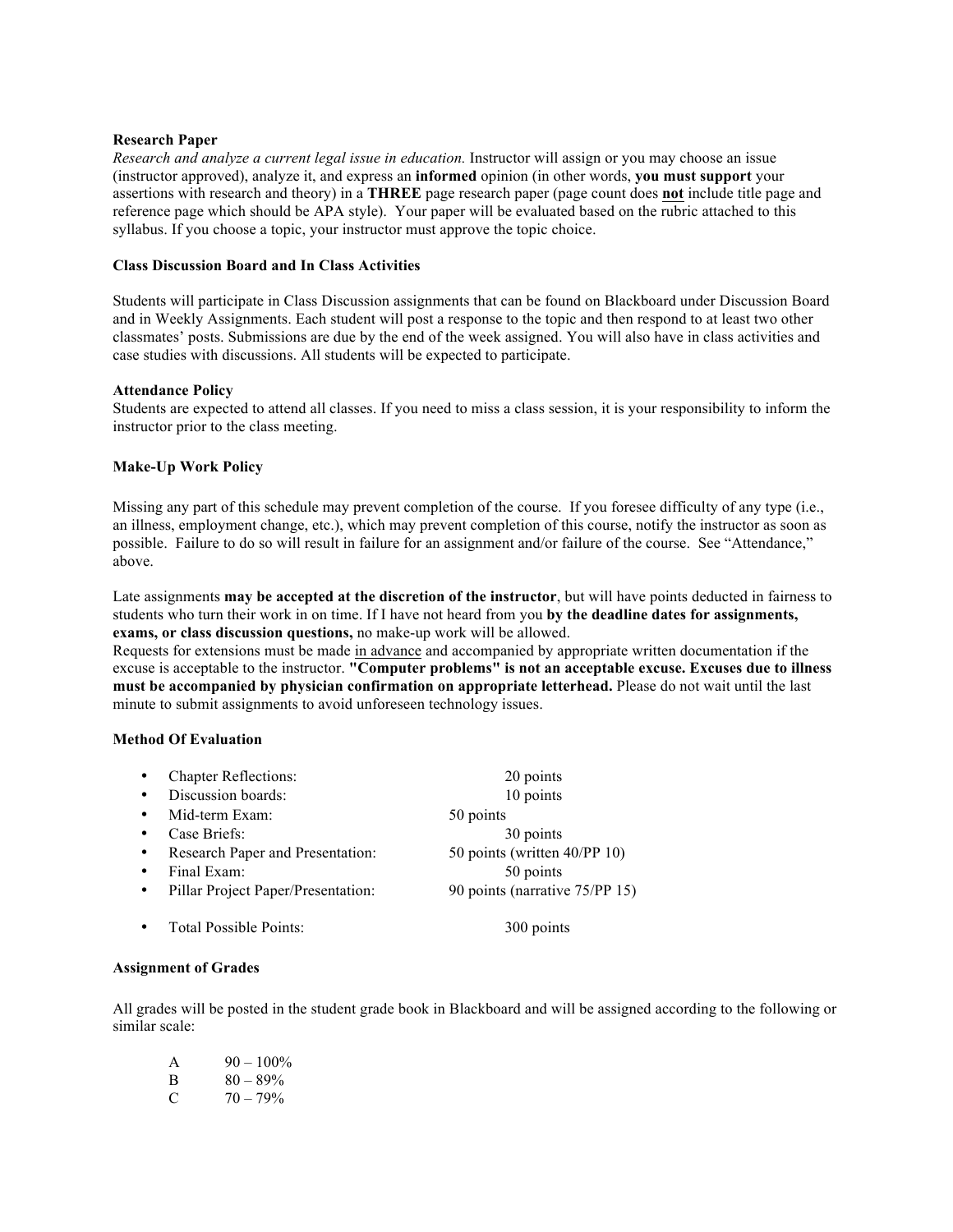**Research Paper**

*Research and analyze a current legal issue in education.* Instructor will assign or you may choose an issue (instructor approved), analyze it, and express an **informed** opinion (in other words, **you must support** your assertions with research and theory) in a **THREE** page research paper (page count does **not** include title page and reference page which should be APA style). Your paper will be evaluated based on the rubric attached to this syllabus. If you choose a topic, your instructor must approve the topic choice.

**Class Discussion Board and In Class Activities**

Students will participate in Class Discussion assignments that can be found on Blackboard under Discussion Board and in Weekly Assignments. Each student will post a response to the topic and then respond to at least two other classmates' posts. Submissions are due by the end of the week assigned. You will also have in class activities and case studies with discussions. All students will be expected to participate.

**Attendance Policy**

Students are expected to attend all classes. If you need to miss a class session, it is your responsibility to inform the instructor prior to the class meeting.

**Make-Up Work Policy**

Missing any part of this schedule may prevent completion of the course. If you foresee difficulty of any type (i.e., an illness, employment change, etc.), which may prevent completion of this course, notify the instructor as soon as possible. Failure to do so will result in failure for an assignment and/or failure of the course. See "Attendance," above.

Late assignments **may be accepted at the discretion of the instructor**, but will have points deducted in fairness to students who turn their work in on time. If I have not heard from you **by the deadline dates for assignments, exams, or class discussion questions,** no make-up work will be allowed.

Requests for extensions must be made <u>in advance</u> and accompanied by appropriate written documentation if the excuse is acceptable to the instructor. **"Computer problems" is not an acceptable excuse. Excuses due to illness must be accompanied by physician confirmation on appropriate letterhead.** Please do not wait until the last minute to submit assignments to avoid unforeseen technology issues.

**Method Of Evaluation**

- Chapter Reflections: 20 points
- Discussion boards: 10 points
- Mid-term Exam: 50 points
- Case Briefs: 30 points
- Research Paper and Presentation: 50 points (written 40/PP 10)
- Final Exam: 50 points
- Pillar Project Paper/Presentation: 90 points (narrative 75/PP 15)
- Total Possible Points: 300 points

**Assignment of Grades**

All grades will be posted in the student grade book in Blackboard and will be assigned according to the following or similar scale:

| | |
|---|---|
| A | 90 – 100% |
| B | 80 – 89% |
| C | 70 – 79% |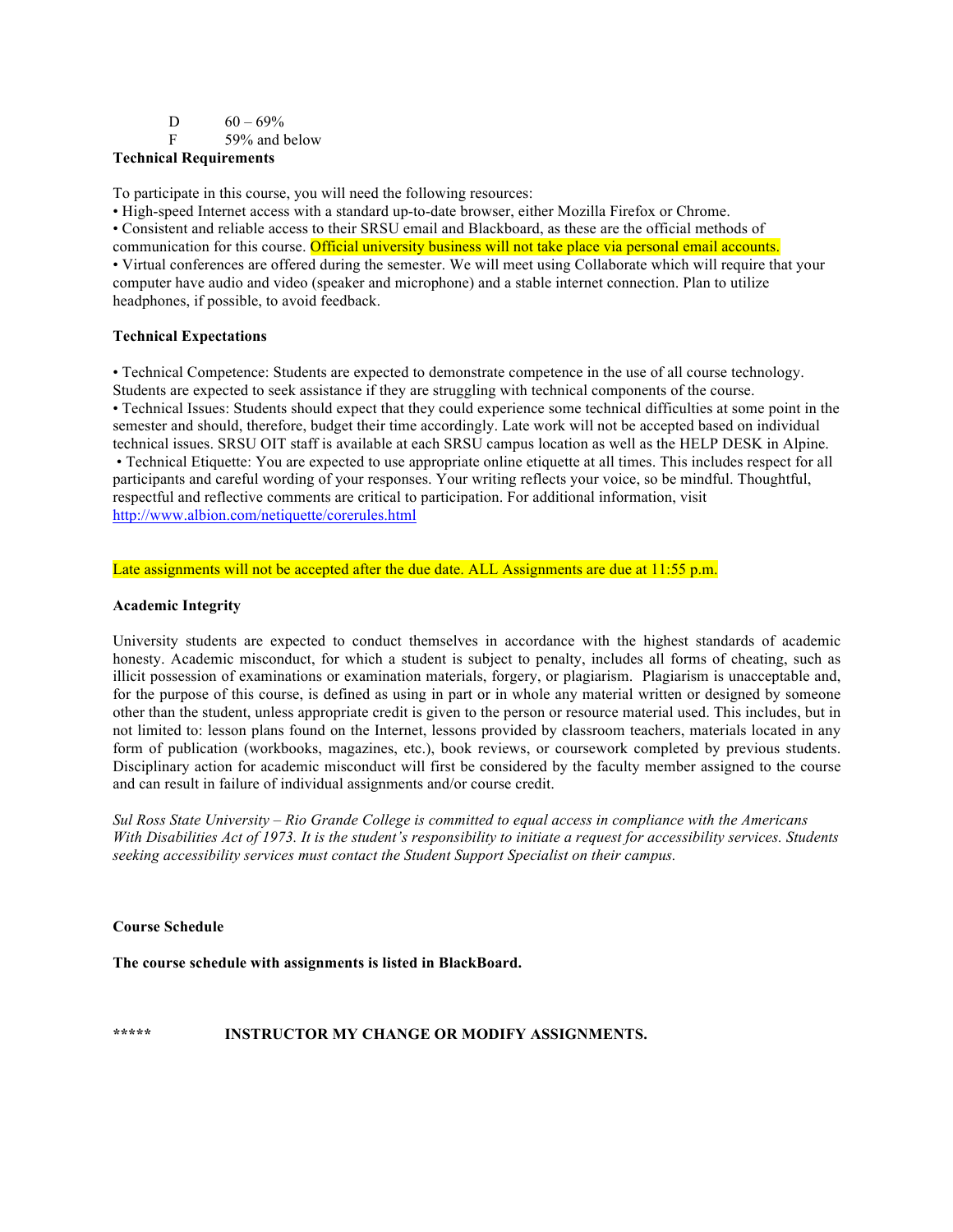| | |
|---|---|
| D | 60 – 69% |
| F | 59% and below |

**Technical Requirements**

To participate in this course, you will need the following resources:

• High-speed Internet access with a standard up-to-date browser, either Mozilla Firefox or Chrome.
• Consistent and reliable access to their SRSU email and Blackboard, as these are the official methods of communication for this course. Official university business will not take place via personal email accounts.
• Virtual conferences are offered during the semester. We will meet using Collaborate which will require that your computer have audio and video (speaker and microphone) and a stable internet connection. Plan to utilize headphones, if possible, to avoid feedback.

**Technical Expectations**

• Technical Competence: Students are expected to demonstrate competence in the use of all course technology. Students are expected to seek assistance if they are struggling with technical components of the course.
• Technical Issues: Students should expect that they could experience some technical difficulties at some point in the semester and should, therefore, budget their time accordingly. Late work will not be accepted based on individual technical issues. SRSU OIT staff is available at each SRSU campus location as well as the HELP DESK in Alpine.
• Technical Etiquette: You are expected to use appropriate online etiquette at all times. This includes respect for all participants and careful wording of your responses. Your writing reflects your voice, so be mindful. Thoughtful, respectful and reflective comments are critical to participation. For additional information, visit http://www.albion.com/netiquette/corerules.html

Late assignments will not be accepted after the due date. ALL Assignments are due at 11:55 p.m.

**Academic Integrity**

University students are expected to conduct themselves in accordance with the highest standards of academic honesty. Academic misconduct, for which a student is subject to penalty, includes all forms of cheating, such as illicit possession of examinations or examination materials, forgery, or plagiarism. Plagiarism is unacceptable and, for the purpose of this course, is defined as using in part or in whole any material written or designed by someone other than the student, unless appropriate credit is given to the person or resource material used. This includes, but in not limited to: lesson plans found on the Internet, lessons provided by classroom teachers, materials located in any form of publication (workbooks, magazines, etc.), book reviews, or coursework completed by previous students. Disciplinary action for academic misconduct will first be considered by the faculty member assigned to the course and can result in failure of individual assignments and/or course credit.

*Sul Ross State University – Rio Grande College is committed to equal access in compliance with the Americans With Disabilities Act of 1973. It is the student's responsibility to initiate a request for accessibility services. Students seeking accessibility services must contact the Student Support Specialist on their campus.*

**Course Schedule**

**The course schedule with assignments is listed in BlackBoard.**

**\*\*\*\*\* INSTRUCTOR MY CHANGE OR MODIFY ASSIGNMENTS.**